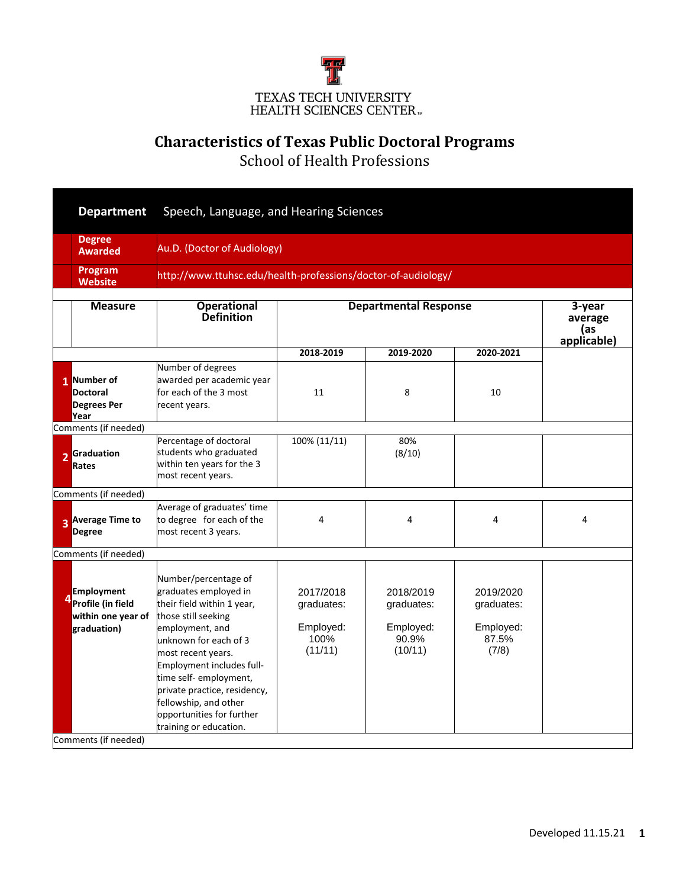TEXAS TECH UNIVERSITY
HEALTH SCIENCES CENTER™

# Characteristics of Texas Public Doctoral Programs

## School of Health Professions

| **Department** | Speech, Language, and Hearing Sciences |
|---|---|
| **Degree Awarded** | Au.D. (Doctor of Audiology) |
| **Program Website** | http://www.ttuhsc.edu/health-professions/doctor-of-audiology/ |

| | **Measure** | **Operational Definition** | **Departmental Response** | | | **3-year average (as applicable)** |
|---|---|---|---|---|---|---|
| | | | **2018-2019** | **2019-2020** | **2020-2021** | |
| 1 | **Number of Doctoral Degrees Per Year** | Number of degrees awarded per academic year for each of the 3 most recent years. | 11 | 8 | 10 | |
| Comments (if needed) | | | | | | |
| 2 | **Graduation Rates** | Percentage of doctoral students who graduated within ten years for the 3 most recent years. | 100% (11/11) | 80% (8/10) | | |
| Comments (if needed) | | | | | | |
| 3 | **Average Time to Degree** | Average of graduates' time to degree for each of the most recent 3 years. | 4 | 4 | 4 | 4 |
| Comments (if needed) | | | | | | |
| 4 | **Employment Profile (in field within one year of graduation)** | Number/percentage of graduates employed in their field within 1 year, those still seeking employment, and unknown for each of 3 most recent years. Employment includes full-time self- employment, private practice, residency, fellowship, and other opportunities for further training or education. | 2017/2018 graduates: Employed: 100% (11/11) | 2018/2019 graduates: Employed: 90.9% (10/11) | 2019/2020 graduates: Employed: 87.5% (7/8) | |
| Comments (if needed) | | | | | | |

Developed 11.15.21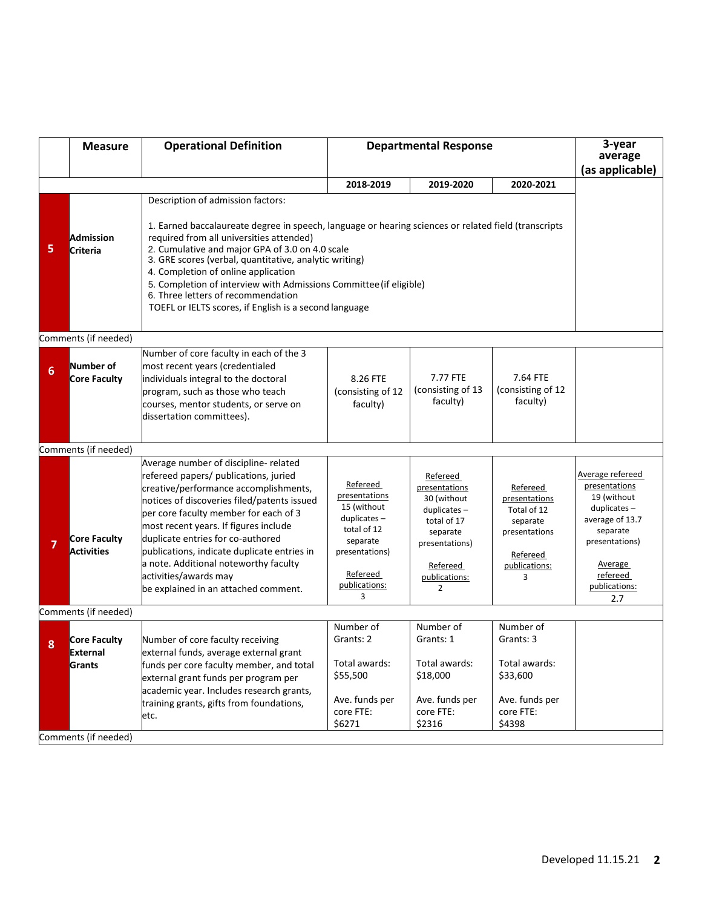| | Measure | Operational Definition | Departmental Response | | | 3-year average (as applicable) |
|---|---|---|---|---|---|---|
| | | | 2018-2019 | 2019-2020 | 2020-2021 | |
| 5 | Admission Criteria | Description of admission factors:<br><br>1. Earned baccalaureate degree in speech, language or hearing sciences or related field (transcripts required from all universities attended)<br>2. Cumulative and major GPA of 3.0 on 4.0 scale<br>3. GRE scores (verbal, quantitative, analytic writing)<br>4. Completion of online application<br>5. Completion of interview with Admissions Committee (if eligible)<br>6. Three letters of recommendation<br>TOEFL or IELTS scores, if English is a second language | | | | |
| Comments (if needed) | | | | | | |
| 6 | Number of Core Faculty | Number of core faculty in each of the 3 most recent years (credentialed individuals integral to the doctoral program, such as those who teach courses, mentor students, or serve on dissertation committees). | 8.26 FTE (consisting of 12 faculty) | 7.77 FTE (consisting of 13 faculty) | 7.64 FTE (consisting of 12 faculty) | |
| Comments (if needed) | | | | | | |
| 7 | Core Faculty Activities | Average number of discipline- related refereed papers/ publications, juried creative/performance accomplishments, notices of discoveries filed/patents issued per core faculty member for each of 3 most recent years. If figures include duplicate entries for co-authored publications, indicate duplicate entries in a note. Additional noteworthy faculty activities/awards may be explained in an attached comment. | Refereed presentations 15 (without duplicates – total of 12 separate presentations)<br><br>Refereed publications: 3 | Refereed presentations 30 (without duplicates – total of 17 separate presentations)<br><br>Refereed publications: 2 | Refereed presentations Total of 12 separate presentations<br><br>Refereed publications: 3 | Average refereed presentations 19 (without duplicates – average of 13.7 separate presentations)<br><br>Average refereed publications: 2.7 |
| Comments (if needed) | | | | | | |
| 8 | Core Faculty External Grants | Number of core faculty receiving external funds, average external grant funds per core faculty member, and total external grant funds per program per academic year. Includes research grants, training grants, gifts from foundations, etc. | Number of Grants: 2<br><br>Total awards: $55,500<br><br>Ave. funds per core FTE: $6271 | Number of Grants: 1<br><br>Total awards: $18,000<br><br>Ave. funds per core FTE: $2316 | Number of Grants: 3<br><br>Total awards: $33,600<br><br>Ave. funds per core FTE: $4398 | |
| Comments (if needed) | | | | | | |

Developed 11.15.21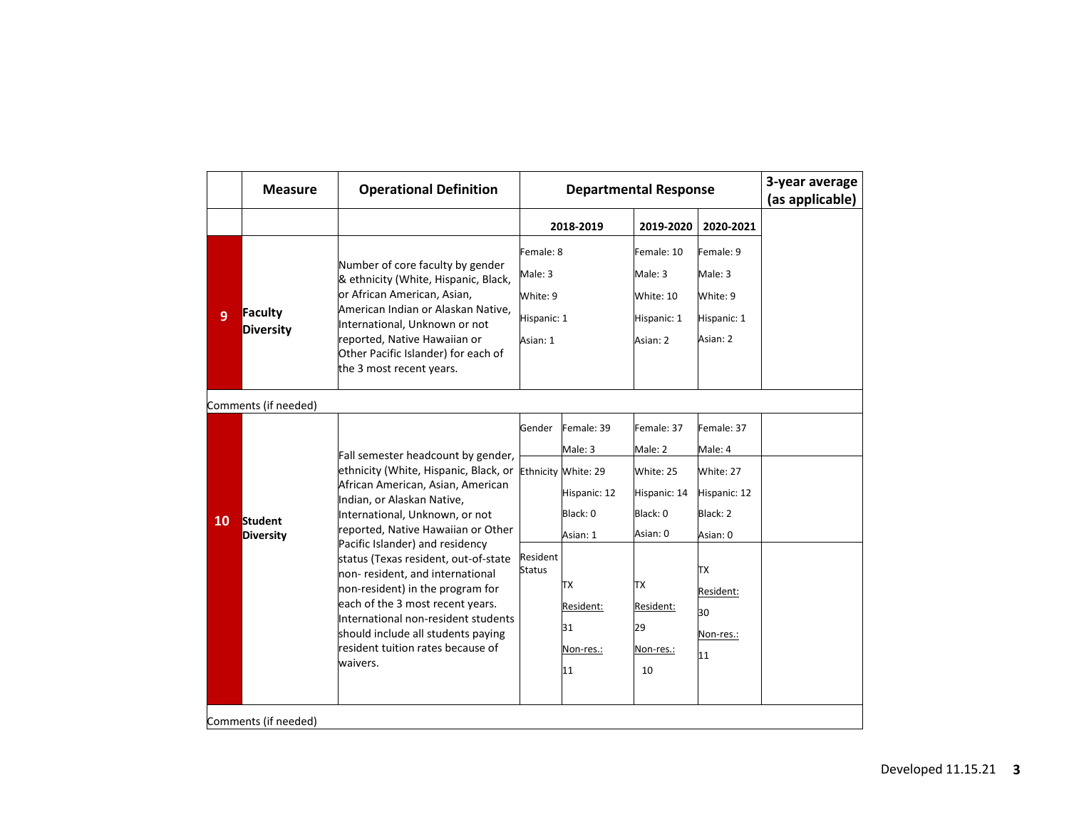| | Measure | Operational Definition | Departmental Response | | | | 3-year average (as applicable) |
|---|---|---|---|---|---|---|---|
| | | | | 2018-2019 | 2019-2020 | 2020-2021 | |
| 9 | Faculty Diversity | Number of core faculty by gender & ethnicity (White, Hispanic, Black, or African American, Asian, American Indian or Alaskan Native, International, Unknown or not reported, Native Hawaiian or Other Pacific Islander) for each of the 3 most recent years. | | Female: 8<br>Male: 3<br>White: 9<br>Hispanic: 1<br>Asian: 1 | Female: 10<br>Male: 3<br>White: 10<br>Hispanic: 1<br>Asian: 2 | Female: 9<br>Male: 3<br>White: 9<br>Hispanic: 1<br>Asian: 2 | |
| Comments (if needed) | | | | | | | |
| 10 | Student Diversity | Fall semester headcount by gender, ethnicity (White, Hispanic, Black, or African American, Asian, American Indian, or Alaskan Native, International, Unknown, or not reported, Native Hawaiian or Other Pacific Islander) and residency status (Texas resident, out-of-state non- resident, and international non-resident) in the program for each of the 3 most recent years. International non-resident students should include all students paying resident tuition rates because of waivers. | Gender | Female: 39<br>Male: 3 | Female: 37<br>Male: 2 | Female: 37<br>Male: 4 | |
| | | | Ethnicity | White: 29<br>Hispanic: 12<br>Black: 0<br>Asian: 1 | White: 25<br>Hispanic: 14<br>Black: 0<br>Asian: 0 | White: 27<br>Hispanic: 12<br>Black: 2<br>Asian: 0 | |
| | | | Resident Status | TX Resident: 31<br>Non-res.: 11 | TX Resident: 29<br>Non-res.: 10 | TX Resident: 30<br>Non-res.: 11 | |
| Comments (if needed) | | | | | | | |

Developed 11.15.21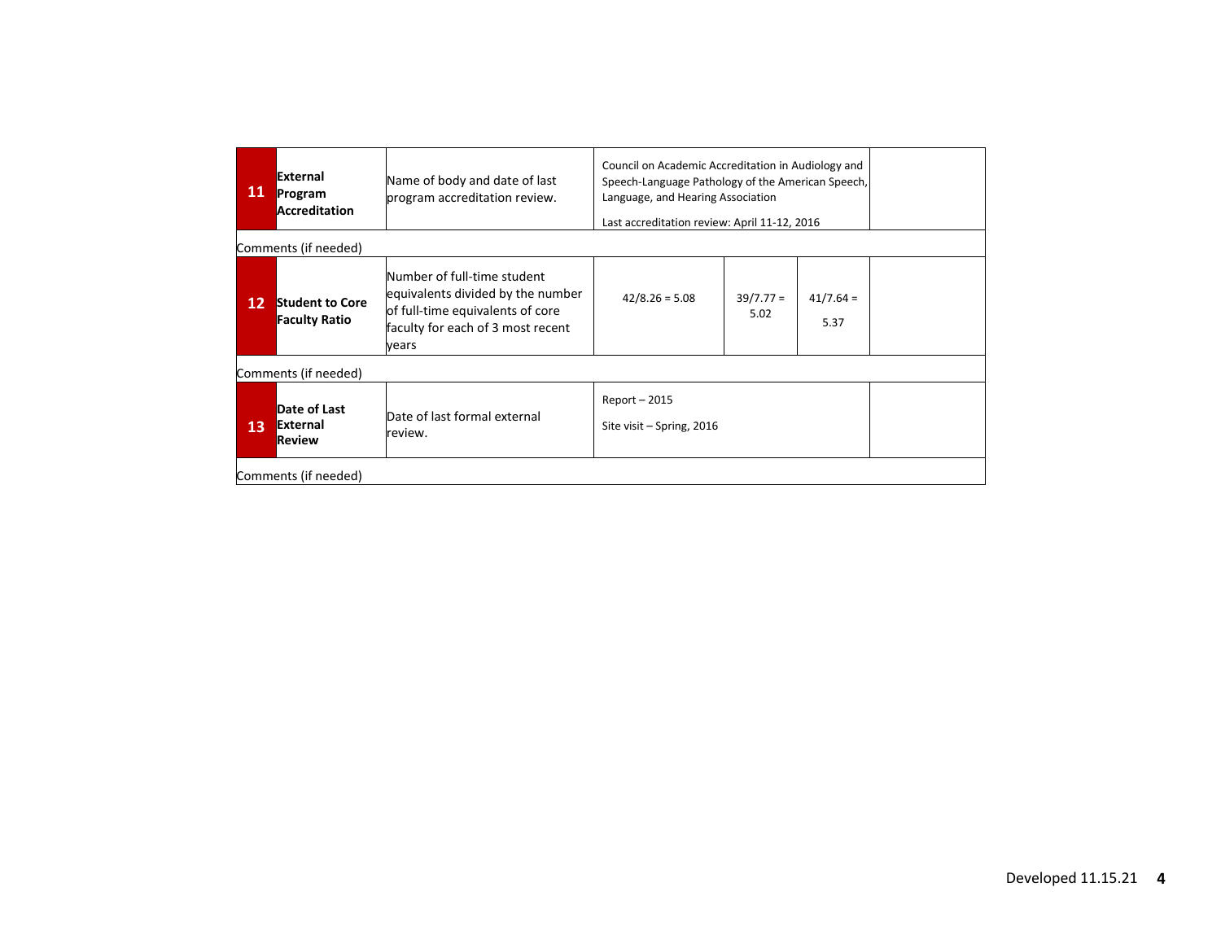| | | | | | | |
|---|---|---|---|---|---|---|
| **11** | **External Program Accreditation** | Name of body and date of last program accreditation review. | Council on Academic Accreditation in Audiology and Speech-Language Pathology of the American Speech, Language, and Hearing Association<br><br>Last accreditation review: April 11-12, 2016 | | | |
| Comments (if needed) | | | | | | |
| **12** | **Student to Core Faculty Ratio** | Number of full-time student equivalents divided by the number of full-time equivalents of core faculty for each of 3 most recent years | 42/8.26 = 5.08 | 39/7.77 = 5.02 | 41/7.64 = 5.37 | |
| Comments (if needed) | | | | | | |
| **13** | **Date of Last External Review** | Date of last formal external review. | Report – 2015<br><br>Site visit – Spring, 2016 | | | |
| Comments (if needed) | | | | | | |

Developed 11.15.21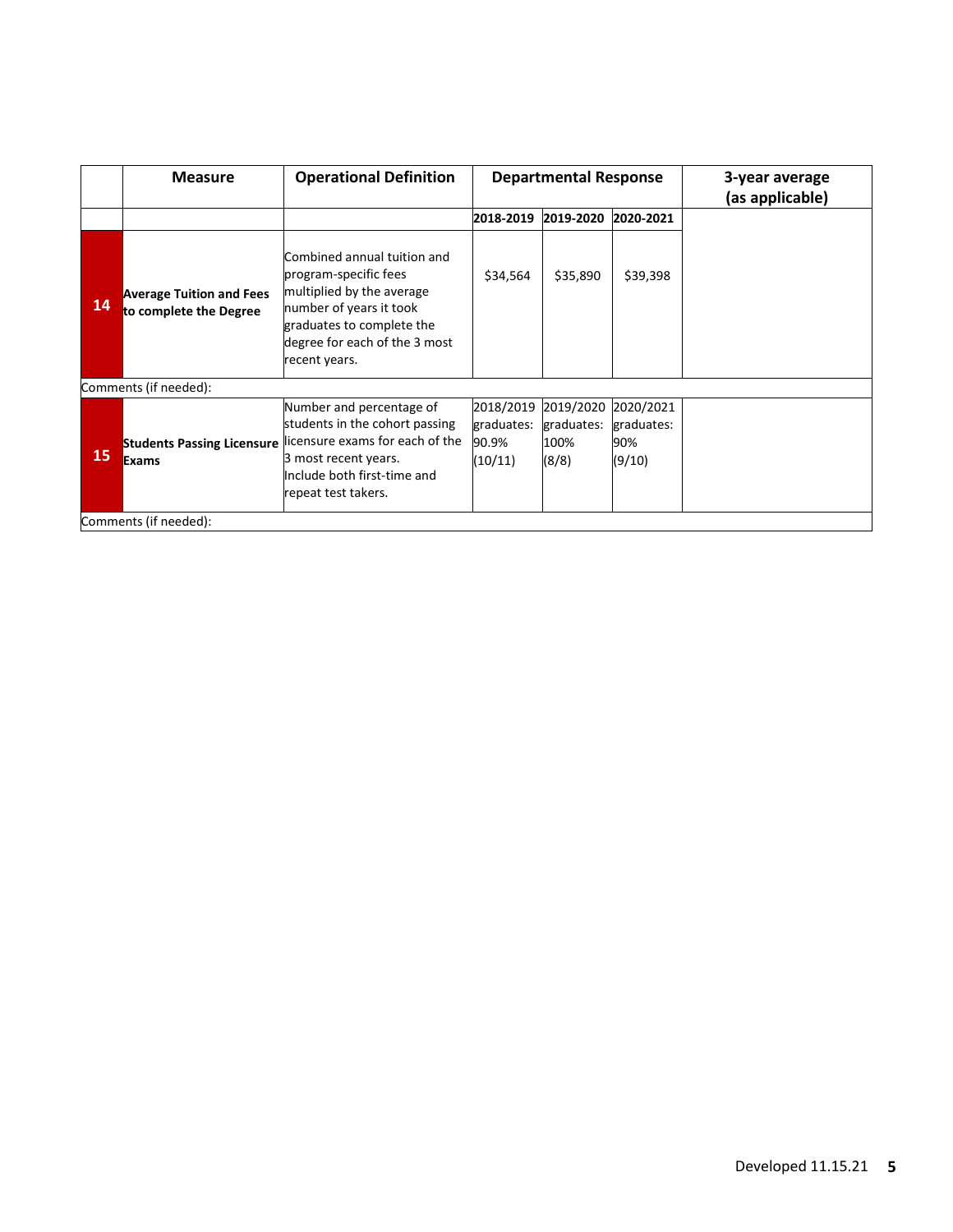| | Measure | Operational Definition | Departmental Response | | | 3-year average (as applicable) |
|---|---|---|---|---|---|---|
| | | | 2018-2019 | 2019-2020 | 2020-2021 | |
| 14 | **Average Tuition and Fees to complete the Degree** | Combined annual tuition and program-specific fees multiplied by the average number of years it took graduates to complete the degree for each of the 3 most recent years. | $34,564 | $35,890 | $39,398 | |
| Comments (if needed): | | | | | | |
| 15 | **Students Passing Licensure Exams** | Number and percentage of students in the cohort passing licensure exams for each of the 3 most recent years. Include both first-time and repeat test takers. | 2018/2019 graduates: 90.9% (10/11) | 2019/2020 graduates: 100% (8/8) | 2020/2021 graduates: 90% (9/10) | |
| Comments (if needed): | | | | | | |

Developed 11.15.21